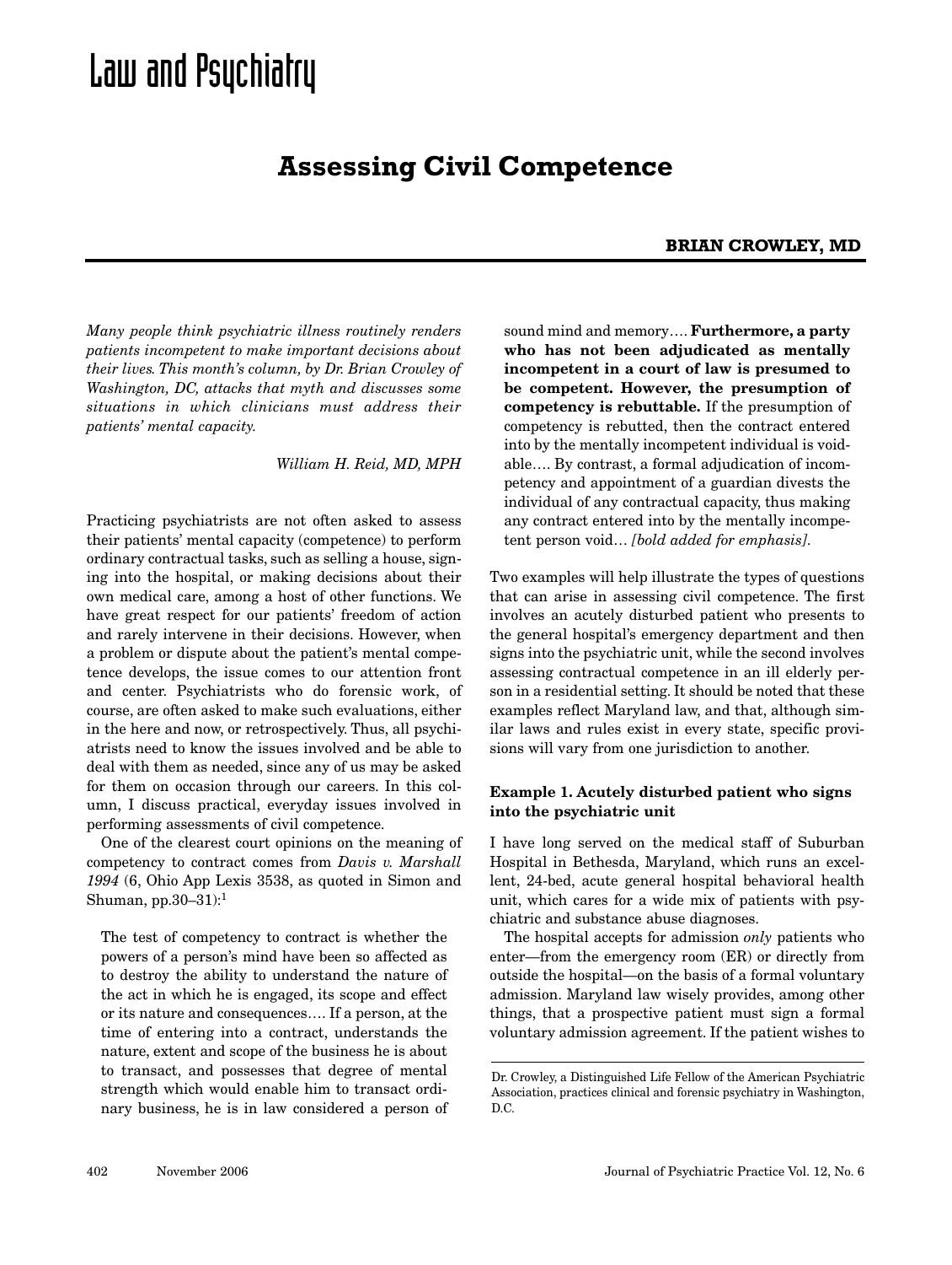# Law and Psychiatry

## Assessing Civil Competence

**BRIAN CROWLEY, MD**

*Many people think psychiatric illness routinely renders patients incompetent to make important decisions about their lives. This month's column, by Dr. Brian Crowley of Washington, DC, attacks that myth and discusses some situations in which clinicians must address their patients' mental capacity.*

*William H. Reid, MD, MPH*

Practicing psychiatrists are not often asked to assess their patients' mental capacity (competence) to perform ordinary contractual tasks, such as selling a house, signing into the hospital, or making decisions about their own medical care, among a host of other functions. We have great respect for our patients' freedom of action and rarely intervene in their decisions. However, when a problem or dispute about the patient's mental competence develops, the issue comes to our attention front and center. Psychiatrists who do forensic work, of course, are often asked to make such evaluations, either in the here and now, or retrospectively. Thus, all psychiatrists need to know the issues involved and be able to deal with them as needed, since any of us may be asked for them on occasion through our careers. In this column, I discuss practical, everyday issues involved in performing assessments of civil competence.

One of the clearest court opinions on the meaning of competency to contract comes from *Davis v. Marshall 1994* (6, Ohio App Lexis 3538, as quoted in Simon and Shuman, pp.30–31):[1]

> The test of competency to contract is whether the powers of a person's mind have been so affected as to destroy the ability to understand the nature of the act in which he is engaged, its scope and effect or its nature and consequences.… If a person, at the time of entering into a contract, understands the nature, extent and scope of the business he is about to transact, and possesses that degree of mental strength which would enable him to transact ordinary business, he is in law considered a person of sound mind and memory.… **Furthermore, a party who has not been adjudicated as mentally incompetent in a court of law is presumed to be competent. However, the presumption of competency is rebuttable.** If the presumption of competency is rebutted, then the contract entered into by the mentally incompetent individual is voidable.… By contrast, a formal adjudication of incompetency and appointment of a guardian divests the individual of any contractual capacity, thus making any contract entered into by the mentally incompetent person void… *[bold added for emphasis]*.

Two examples will help illustrate the types of questions that can arise in assessing civil competence. The first involves an acutely disturbed patient who presents to the general hospital's emergency department and then signs into the psychiatric unit, while the second involves assessing contractual competence in an ill elderly person in a residential setting. It should be noted that these examples reflect Maryland law, and that, although similar laws and rules exist in every state, specific provisions will vary from one jurisdiction to another.

### Example 1. Acutely disturbed patient who signs into the psychiatric unit

I have long served on the medical staff of Suburban Hospital in Bethesda, Maryland, which runs an excellent, 24-bed, acute general hospital behavioral health unit, which cares for a wide mix of patients with psychiatric and substance abuse diagnoses.

The hospital accepts for admission *only* patients who enter—from the emergency room (ER) or directly from outside the hospital—on the basis of a formal voluntary admission. Maryland law wisely provides, among other things, that a prospective patient must sign a formal voluntary admission agreement. If the patient wishes to

Dr. Crowley, a Distinguished Life Fellow of the American Psychiatric Association, practices clinical and forensic psychiatry in Washington, D.C.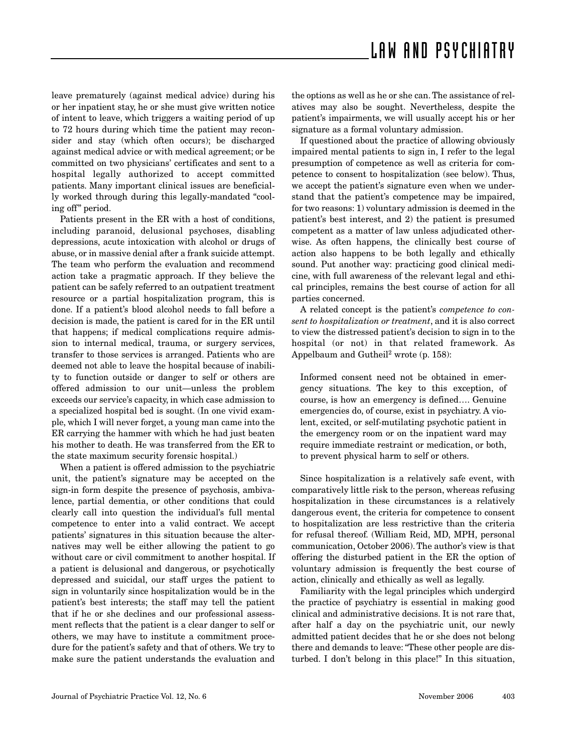leave prematurely (against medical advice) during his or her inpatient stay, he or she must give written notice of intent to leave, which triggers a waiting period of up to 72 hours during which time the patient may reconsider and stay (which often occurs); be discharged against medical advice or with medical agreement; or be committed on two physicians' certificates and sent to a hospital legally authorized to accept committed patients. Many important clinical issues are beneficially worked through during this legally-mandated "cooling off" period.

Patients present in the ER with a host of conditions, including paranoid, delusional psychoses, disabling depressions, acute intoxication with alcohol or drugs of abuse, or in massive denial after a frank suicide attempt. The team who perform the evaluation and recommend action take a pragmatic approach. If they believe the patient can be safely referred to an outpatient treatment resource or a partial hospitalization program, this is done. If a patient's blood alcohol needs to fall before a decision is made, the patient is cared for in the ER until that happens; if medical complications require admission to internal medical, trauma, or surgery services, transfer to those services is arranged. Patients who are deemed not able to leave the hospital because of inability to function outside or danger to self or others are offered admission to our unit—unless the problem exceeds our service's capacity, in which case admission to a specialized hospital bed is sought. (In one vivid example, which I will never forget, a young man came into the ER carrying the hammer with which he had just beaten his mother to death. He was transferred from the ER to the state maximum security forensic hospital.)

When a patient is offered admission to the psychiatric unit, the patient's signature may be accepted on the sign-in form despite the presence of psychosis, ambivalence, partial dementia, or other conditions that could clearly call into question the individual's full mental competence to enter into a valid contract. We accept patients' signatures in this situation because the alternatives may well be either allowing the patient to go without care or civil commitment to another hospital. If a patient is delusional and dangerous, or psychotically depressed and suicidal, our staff urges the patient to sign in voluntarily since hospitalization would be in the patient's best interests; the staff may tell the patient that if he or she declines and our professional assessment reflects that the patient is a clear danger to self or others, we may have to institute a commitment procedure for the patient's safety and that of others. We try to make sure the patient understands the evaluation and the options as well as he or she can. The assistance of relatives may also be sought. Nevertheless, despite the patient's impairments, we will usually accept his or her signature as a formal voluntary admission.

If questioned about the practice of allowing obviously impaired mental patients to sign in, I refer to the legal presumption of competence as well as criteria for competence to consent to hospitalization (see below). Thus, we accept the patient's signature even when we understand that the patient's competence may be impaired, for two reasons: 1) voluntary admission is deemed in the patient's best interest, and 2) the patient is presumed competent as a matter of law unless adjudicated otherwise. As often happens, the clinically best course of action also happens to be both legally and ethically sound. Put another way: practicing good clinical medicine, with full awareness of the relevant legal and ethical principles, remains the best course of action for all parties concerned.

A related concept is the patient's *competence to consent to hospitalization or treatment*, and it is also correct to view the distressed patient's decision to sign in to the hospital (or not) in that related framework. As Appelbaum and Gutheil[2] wrote (p. 158):

> Informed consent need not be obtained in emergency situations. The key to this exception, of course, is how an emergency is defined…. Genuine emergencies do, of course, exist in psychiatry. A violent, excited, or self-mutilating psychotic patient in the emergency room or on the inpatient ward may require immediate restraint or medication, or both, to prevent physical harm to self or others.

Since hospitalization is a relatively safe event, with comparatively little risk to the person, whereas refusing hospitalization in these circumstances is a relatively dangerous event, the criteria for competence to consent to hospitalization are less restrictive than the criteria for refusal thereof. (William Reid, MD, MPH, personal communication, October 2006). The author's view is that offering the disturbed patient in the ER the option of voluntary admission is frequently the best course of action, clinically and ethically as well as legally.

Familiarity with the legal principles which undergird the practice of psychiatry is essential in making good clinical and administrative decisions. It is not rare that, after half a day on the psychiatric unit, our newly admitted patient decides that he or she does not belong there and demands to leave: "These other people are disturbed. I don't belong in this place!" In this situation,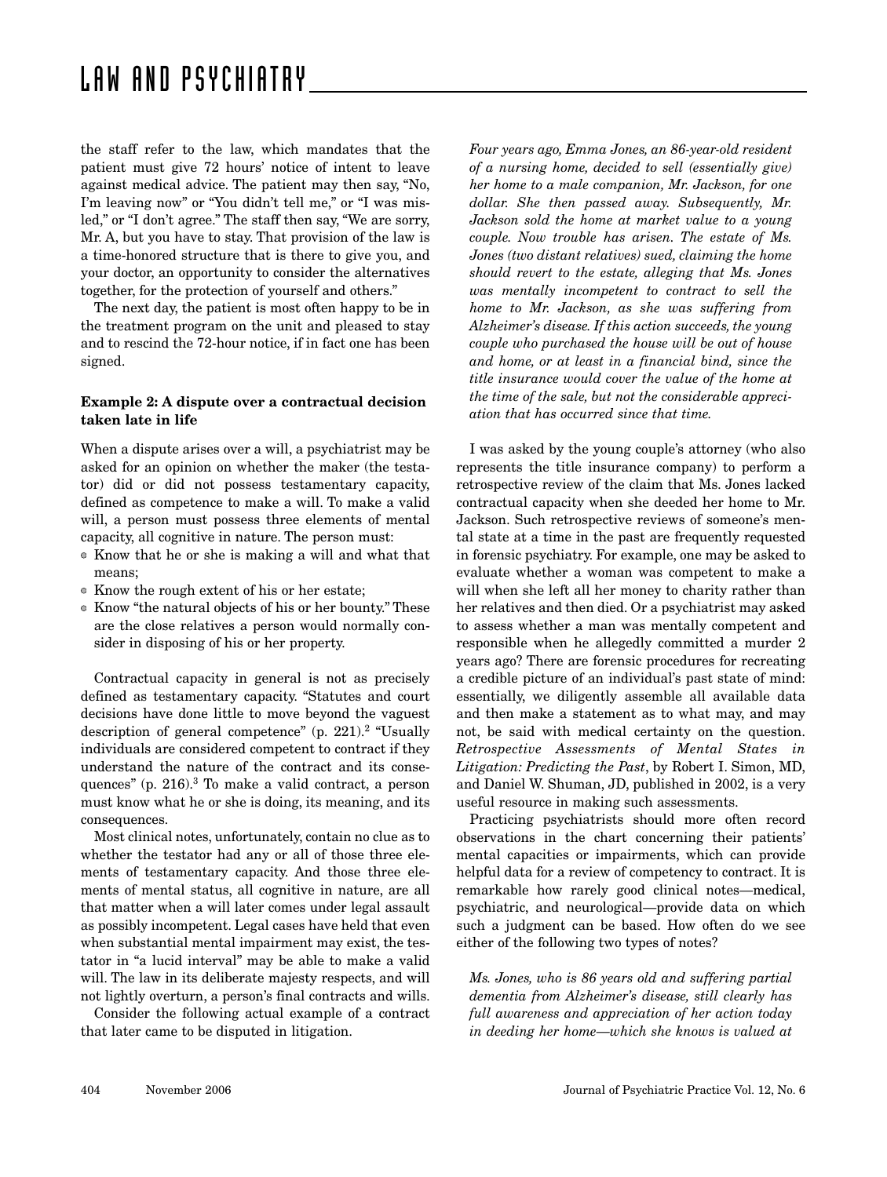the staff refer to the law, which mandates that the patient must give 72 hours' notice of intent to leave against medical advice. The patient may then say, "No, I'm leaving now" or "You didn't tell me," or "I was misled," or "I don't agree." The staff then say, "We are sorry, Mr. A, but you have to stay. That provision of the law is a time-honored structure that is there to give you, and your doctor, an opportunity to consider the alternatives together, for the protection of yourself and others."

The next day, the patient is most often happy to be in the treatment program on the unit and pleased to stay and to rescind the 72-hour notice, if in fact one has been signed.

### Example 2: A dispute over a contractual decision taken late in life

When a dispute arises over a will, a psychiatrist may be asked for an opinion on whether the maker (the testator) did or did not possess testamentary capacity, defined as competence to make a will. To make a valid will, a person must possess three elements of mental capacity, all cognitive in nature. The person must:

- Know that he or she is making a will and what that means;
- Know the rough extent of his or her estate;
- Know "the natural objects of his or her bounty." These are the close relatives a person would normally consider in disposing of his or her property.

Contractual capacity in general is not as precisely defined as testamentary capacity. "Statutes and court decisions have done little to move beyond the vaguest description of general competence" (p. 221).[2] "Usually individuals are considered competent to contract if they understand the nature of the contract and its consequences" (p. 216).[3] To make a valid contract, a person must know what he or she is doing, its meaning, and its consequences.

Most clinical notes, unfortunately, contain no clue as to whether the testator had any or all of those three elements of testamentary capacity. And those three elements of mental status, all cognitive in nature, are all that matter when a will later comes under legal assault as possibly incompetent. Legal cases have held that even when substantial mental impairment may exist, the testator in "a lucid interval" may be able to make a valid will. The law in its deliberate majesty respects, and will not lightly overturn, a person's final contracts and wills.

Consider the following actual example of a contract that later came to be disputed in litigation.

*Four years ago, Emma Jones, an 86-year-old resident of a nursing home, decided to sell (essentially give) her home to a male companion, Mr. Jackson, for one dollar. She then passed away. Subsequently, Mr. Jackson sold the home at market value to a young couple. Now trouble has arisen. The estate of Ms. Jones (two distant relatives) sued, claiming the home should revert to the estate, alleging that Ms. Jones was mentally incompetent to contract to sell the home to Mr. Jackson, as she was suffering from Alzheimer's disease. If this action succeeds, the young couple who purchased the house will be out of house and home, or at least in a financial bind, since the title insurance would cover the value of the home at the time of the sale, but not the considerable appreciation that has occurred since that time.*

I was asked by the young couple's attorney (who also represents the title insurance company) to perform a retrospective review of the claim that Ms. Jones lacked contractual capacity when she deeded her home to Mr. Jackson. Such retrospective reviews of someone's mental state at a time in the past are frequently requested in forensic psychiatry. For example, one may be asked to evaluate whether a woman was competent to make a will when she left all her money to charity rather than her relatives and then died. Or a psychiatrist may asked to assess whether a man was mentally competent and responsible when he allegedly committed a murder 2 years ago? There are forensic procedures for recreating a credible picture of an individual's past state of mind: essentially, we diligently assemble all available data and then make a statement as to what may, and may not, be said with medical certainty on the question. *Retrospective Assessments of Mental States in Litigation: Predicting the Past*, by Robert I. Simon, MD, and Daniel W. Shuman, JD, published in 2002, is a very useful resource in making such assessments.

Practicing psychiatrists should more often record observations in the chart concerning their patients' mental capacities or impairments, which can provide helpful data for a review of competency to contract. It is remarkable how rarely good clinical notes—medical, psychiatric, and neurological—provide data on which such a judgment can be based. How often do we see either of the following two types of notes?

*Ms. Jones, who is 86 years old and suffering partial dementia from Alzheimer's disease, still clearly has full awareness and appreciation of her action today in deeding her home—which she knows is valued at*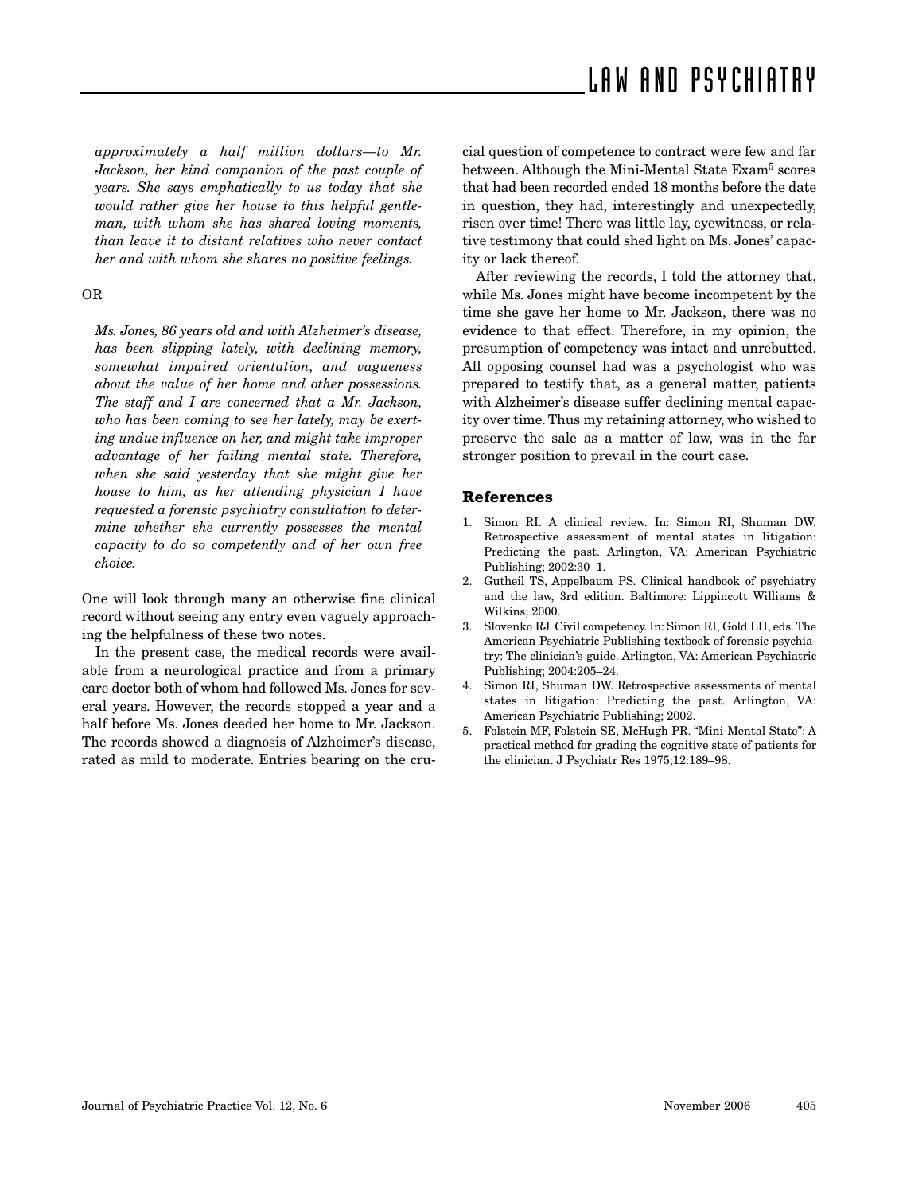*approximately a half million dollars—to Mr. Jackson, her kind companion of the past couple of years. She says emphatically to us today that she would rather give her house to this helpful gentleman, with whom she has shared loving moments, than leave it to distant relatives who never contact her and with whom she shares no positive feelings.*

OR

*Ms. Jones, 86 years old and with Alzheimer's disease, has been slipping lately, with declining memory, somewhat impaired orientation, and vagueness about the value of her home and other possessions. The staff and I are concerned that a Mr. Jackson, who has been coming to see her lately, may be exerting undue influence on her, and might take improper advantage of her failing mental state. Therefore, when she said yesterday that she might give her house to him, as her attending physician I have requested a forensic psychiatry consultation to determine whether she currently possesses the mental capacity to do so competently and of her own free choice.*

One will look through many an otherwise fine clinical record without seeing any entry even vaguely approaching the helpfulness of these two notes.

In the present case, the medical records were available from a neurological practice and from a primary care doctor both of whom had followed Ms. Jones for several years. However, the records stopped a year and a half before Ms. Jones deeded her home to Mr. Jackson. The records showed a diagnosis of Alzheimer's disease, rated as mild to moderate. Entries bearing on the crucial question of competence to contract were few and far between. Although the Mini-Mental State Exam[5] scores that had been recorded ended 18 months before the date in question, they had, interestingly and unexpectedly, risen over time! There was little lay, eyewitness, or relative testimony that could shed light on Ms. Jones' capacity or lack thereof.

After reviewing the records, I told the attorney that, while Ms. Jones might have become incompetent by the time she gave her home to Mr. Jackson, there was no evidence to that effect. Therefore, in my opinion, the presumption of competency was intact and unrebutted. All opposing counsel had was a psychologist who was prepared to testify that, as a general matter, patients with Alzheimer's disease suffer declining mental capacity over time. Thus my retaining attorney, who wished to preserve the sale as a matter of law, was in the far stronger position to prevail in the court case.

## References

1. Simon RI. A clinical review. In: Simon RI, Shuman DW. Retrospective assessment of mental states in litigation: Predicting the past. Arlington, VA: American Psychiatric Publishing; 2002:30–1.
2. Gutheil TS, Appelbaum PS. Clinical handbook of psychiatry and the law, 3rd edition. Baltimore: Lippincott Williams & Wilkins; 2000.
3. Slovenko RJ. Civil competency. In: Simon RI, Gold LH, eds. The American Psychiatric Publishing textbook of forensic psychiatry: The clinician's guide. Arlington, VA: American Psychiatric Publishing; 2004:205–24.
4. Simon RI, Shuman DW. Retrospective assessments of mental states in litigation: Predicting the past. Arlington, VA: American Psychiatric Publishing; 2002.
5. Folstein MF, Folstein SE, McHugh PR. "Mini-Mental State": A practical method for grading the cognitive state of patients for the clinician. J Psychiatr Res 1975;12:189–98.